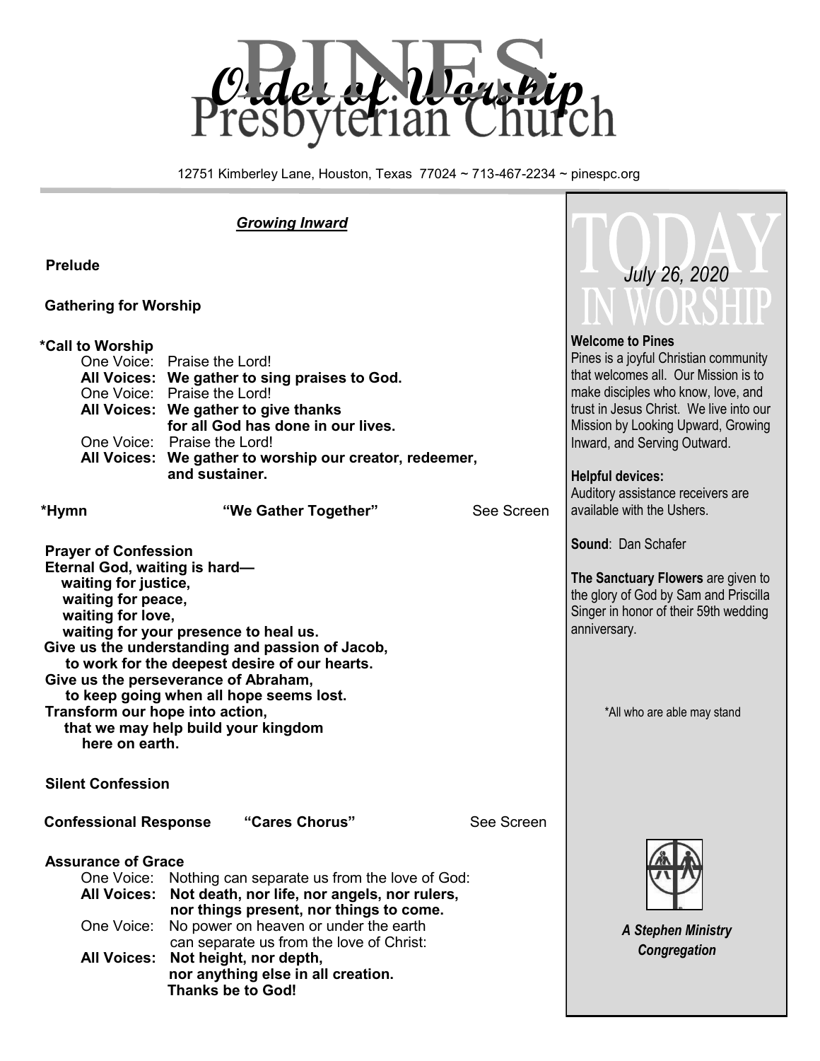# PINES Presbyterian Church

## *Order of Worship*

12751 Kimberley Lane, Houston, Texas 77024 ~ 713-467-2234 ~ pinespc.org

### ***Growing Inward***

**Prelude**

**Gathering for Worship**

**\*Call to Worship**

One Voice: Praise the Lord!
**All Voices: We gather to sing praises to God.**
One Voice: Praise the Lord!
**All Voices: We gather to give thanks for all God has done in our lives.**
One Voice: Praise the Lord!
**All Voices: We gather to worship our creator, redeemer, and sustainer.**

**\*Hymn** **"We Gather Together"** See Screen

**Prayer of Confession**

**Eternal God, waiting is hard—**
**waiting for justice,**
**waiting for peace,**
**waiting for love,**
**waiting for your presence to heal us.**
**Give us the understanding and passion of Jacob,**
**to work for the deepest desire of our hearts.**
**Give us the perseverance of Abraham,**
**to keep going when all hope seems lost.**
**Transform our hope into action,**
**that we may help build your kingdom**
**here on earth.**

**Silent Confession**

**Confessional Response** **"Cares Chorus"** See Screen

**Assurance of Grace**

One Voice: Nothing can separate us from the love of God:
**All Voices: Not death, nor life, nor angels, nor rulers, nor things present, nor things to come.**
One Voice: No power on heaven or under the earth can separate us from the love of Christ:
**All Voices: Not height, nor depth, nor anything else in all creation. Thanks be to God!**

---

## TODAY IN WORSHIP

*July 26, 2020*

**Welcome to Pines**
Pines is a joyful Christian community that welcomes all. Our Mission is to make disciples who know, love, and trust in Jesus Christ. We live into our Mission by Looking Upward, Growing Inward, and Serving Outward.

**Helpful devices:**
Auditory assistance receivers are available with the Ushers.

**Sound**: Dan Schafer

**The Sanctuary Flowers** are given to the glory of God by Sam and Priscilla Singer in honor of their 59th wedding anniversary.

\*All who are able may stand

***A Stephen Ministry Congregation***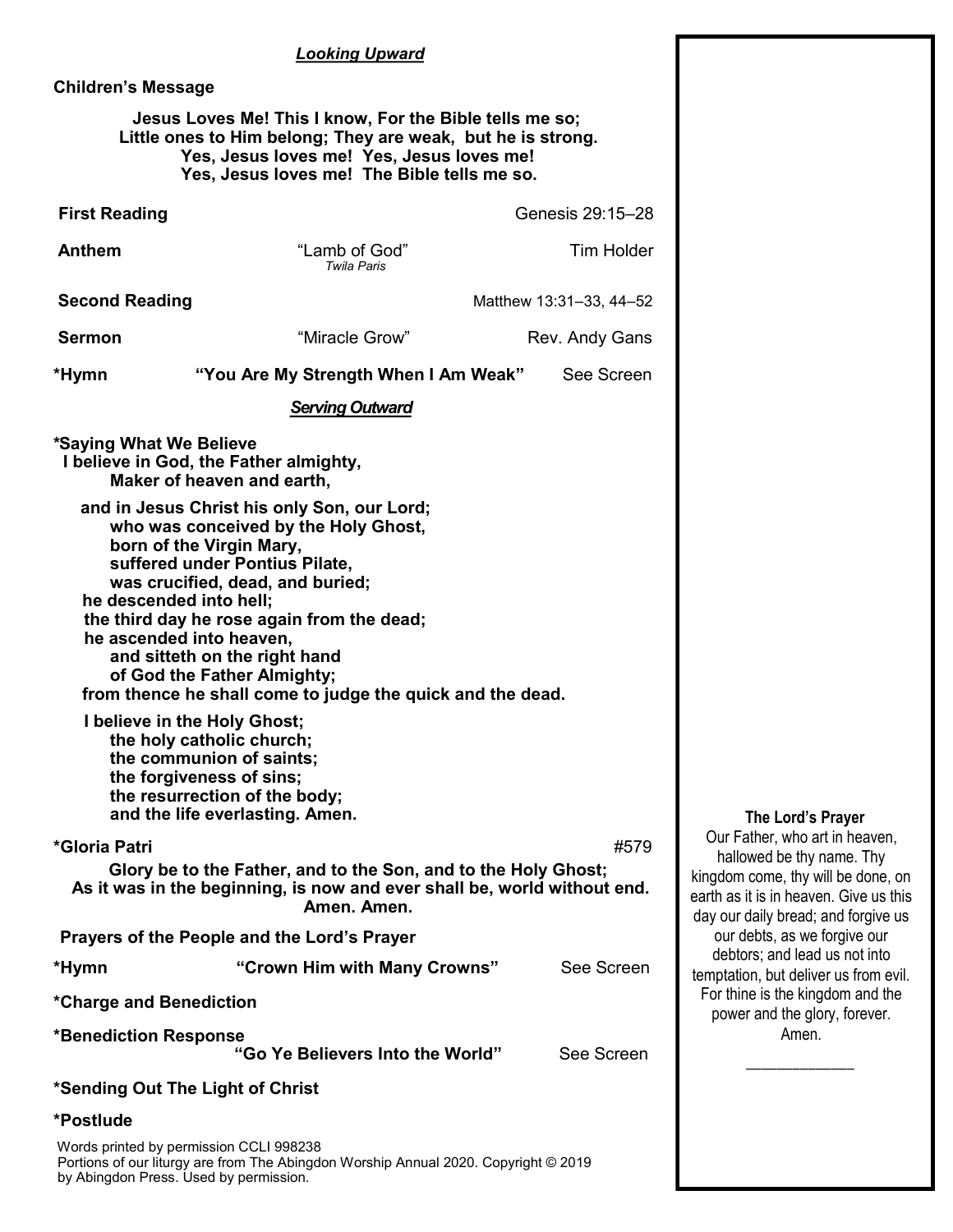## *Looking Upward*

**Children's Message**

**Jesus Loves Me! This I know, For the Bible tells me so;**
**Little ones to Him belong; They are weak, but he is strong.**
**Yes, Jesus loves me! Yes, Jesus loves me!**
**Yes, Jesus loves me! The Bible tells me so.**

**First Reading** — Genesis 29:15–28

**Anthem** — "Lamb of God" *Twila Paris* — Tim Holder

**Second Reading** — Matthew 13:31–33, 44–52

**Sermon** — "Miracle Grow" — Rev. Andy Gans

**\*Hymn** — **"You Are My Strength When I Am Weak"** — See Screen

## *Serving Outward*

**\*Saying What We Believe**

**I believe in God, the Father almighty,**
**Maker of heaven and earth,**

**and in Jesus Christ his only Son, our Lord;**
**who was conceived by the Holy Ghost,**
**born of the Virgin Mary,**
**suffered under Pontius Pilate,**
**was crucified, dead, and buried;**
**he descended into hell;**
**the third day he rose again from the dead;**
**he ascended into heaven,**
**and sitteth on the right hand**
**of God the Father Almighty;**
**from thence he shall come to judge the quick and the dead.**

**I believe in the Holy Ghost;**
**the holy catholic church;**
**the communion of saints;**
**the forgiveness of sins;**
**the resurrection of the body;**
**and the life everlasting. Amen.**

**\*Gloria Patri** — #579

**Glory be to the Father, and to the Son, and to the Holy Ghost;**
**As it was in the beginning, is now and ever shall be, world without end.**
**Amen. Amen.**

**Prayers of the People and the Lord's Prayer**

**\*Hymn** — **"Crown Him with Many Crowns"** — See Screen

**\*Charge and Benediction**

**\*Benediction Response** — **"Go Ye Believers Into the World"** — See Screen

**\*Sending Out The Light of Christ**

**\*Postlude**

Words printed by permission CCLI 998238
Portions of our liturgy are from The Abingdon Worship Annual 2020. Copyright © 2019 by Abingdon Press. Used by permission.

**The Lord's Prayer**

Our Father, who art in heaven, hallowed be thy name. Thy kingdom come, thy will be done, on earth as it is in heaven. Give us this day our daily bread; and forgive us our debts, as we forgive our debtors; and lead us not into temptation, but deliver us from evil. For thine is the kingdom and the power and the glory, forever. Amen.

_____________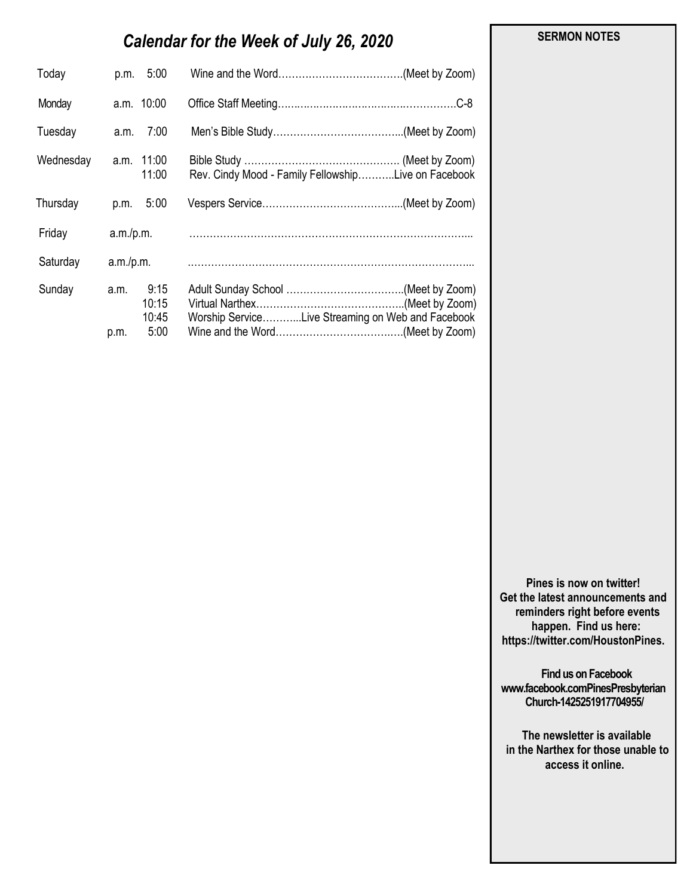## *Calendar for the Week of July 26, 2020*

| Day | | Time | Event |
|---|---|---|---|
| Today | p.m. | 5:00 | Wine and the Word……………………………….(Meet by Zoom) |
| Monday | a.m. | 10:00 | Office Staff Meeting…………………………………………….C-8 |
| Tuesday | a.m. | 7:00 | Men's Bible Study………………………………..(Meet by Zoom) |
| Wednesday | a.m. | 11:00 | Bible Study ………………………………………. (Meet by Zoom) |
| | | 11:00 | Rev. Cindy Mood - Family Fellowship………..Live on Facebook |
| Thursday | p.m. | 5:00 | Vespers Service…………………………………...(Meet by Zoom) |
| Friday | a.m./p.m. | | ……………………………………………………………………... |
| Saturday | a.m./p.m. | | ……………………………………………………………………... |
| Sunday | a.m. | 9:15 | Adult Sunday School ……………………………..(Meet by Zoom) |
| | | 10:15 | Virtual Narthex……………………………………..(Meet by Zoom) |
| | | 10:45 | Worship Service………...Live Streaming on Web and Facebook |
| | p.m. | 5:00 | Wine and the Word……………………………….(Meet by Zoom) |

**SERMON NOTES**

**Pines is now on twitter!**
**Get the latest announcements and reminders right before events happen. Find us here: https://twitter.com/HoustonPines.**

**Find us on Facebook**
**www.facebook.comPinesPresbyterian Church-1425251917704955/**

**The newsletter is available in the Narthex for those unable to access it online.**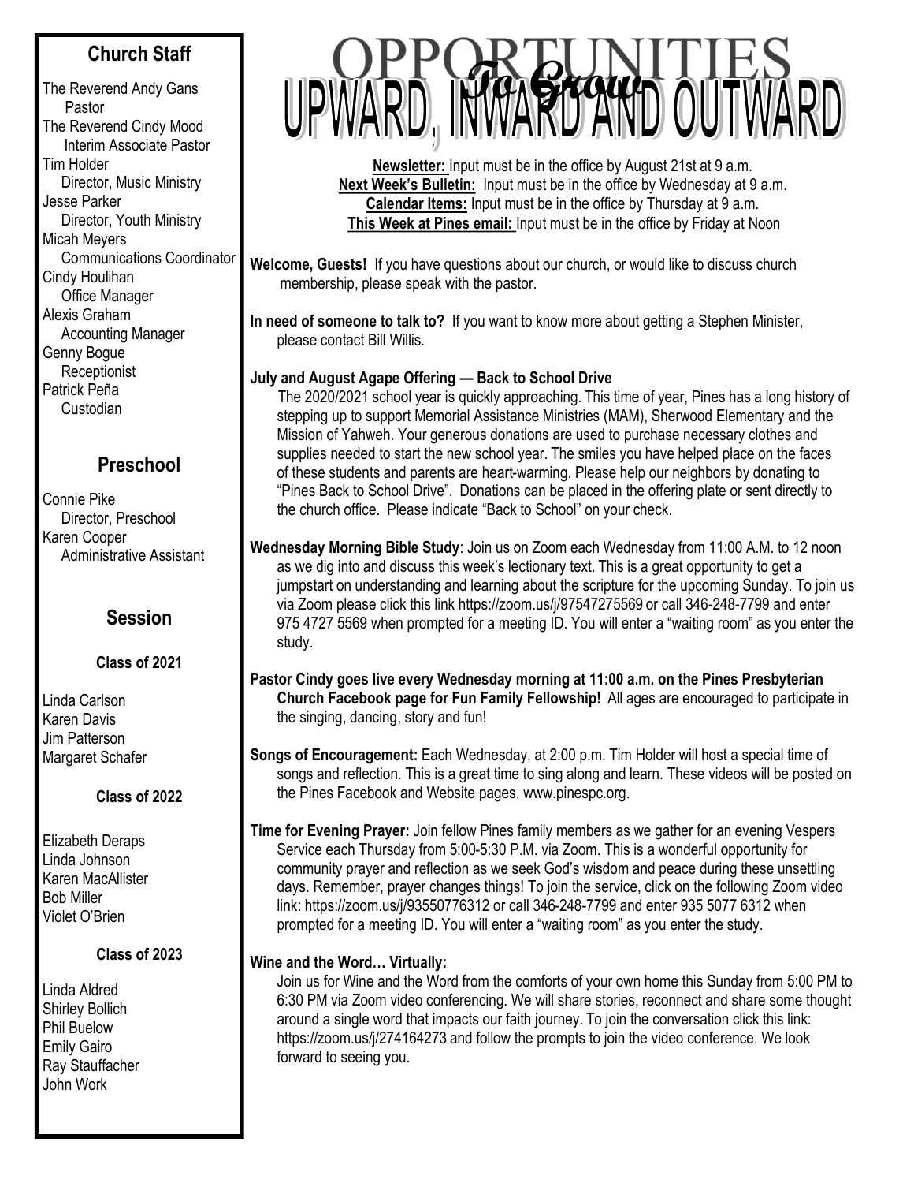# OPPORTUNITIES To Grow UPWARD, INWARD AND OUTWARD

**Newsletter:** Input must be in the office by August 21st at 9 a.m.
**Next Week's Bulletin:** Input must be in the office by Wednesday at 9 a.m.
**Calendar Items:** Input must be in the office by Thursday at 9 a.m.
**This Week at Pines email:** Input must be in the office by Friday at Noon

**Welcome, Guests!** If you have questions about our church, or would like to discuss church membership, please speak with the pastor.

**In need of someone to talk to?** If you want to know more about getting a Stephen Minister, please contact Bill Willis.

**July and August Agape Offering — Back to School Drive**
The 2020/2021 school year is quickly approaching. This time of year, Pines has a long history of stepping up to support Memorial Assistance Ministries (MAM), Sherwood Elementary and the Mission of Yahweh. Your generous donations are used to purchase necessary clothes and supplies needed to start the new school year. The smiles you have helped place on the faces of these students and parents are heart-warming. Please help our neighbors by donating to "Pines Back to School Drive". Donations can be placed in the offering plate or sent directly to the church office. Please indicate "Back to School" on your check.

**Wednesday Morning Bible Study**: Join us on Zoom each Wednesday from 11:00 A.M. to 12 noon as we dig into and discuss this week's lectionary text. This is a great opportunity to get a jumpstart on understanding and learning about the scripture for the upcoming Sunday. To join us via Zoom please click this link https://zoom.us/j/97547275569 or call 346-248-7799 and enter 975 4727 5569 when prompted for a meeting ID. You will enter a "waiting room" as you enter the study.

**Pastor Cindy goes live every Wednesday morning at 11:00 a.m. on the Pines Presbyterian Church Facebook page for Fun Family Fellowship!** All ages are encouraged to participate in the singing, dancing, story and fun!

**Songs of Encouragement:** Each Wednesday, at 2:00 p.m. Tim Holder will host a special time of songs and reflection. This is a great time to sing along and learn. These videos will be posted on the Pines Facebook and Website pages. www.pinespc.org.

**Time for Evening Prayer:** Join fellow Pines family members as we gather for an evening Vespers Service each Thursday from 5:00-5:30 P.M. via Zoom. This is a wonderful opportunity for community prayer and reflection as we seek God's wisdom and peace during these unsettling days. Remember, prayer changes things! To join the service, click on the following Zoom video link: https://zoom.us/j/93550776312 or call 346-248-7799 and enter 935 5077 6312 when prompted for a meeting ID. You will enter a "waiting room" as you enter the study.

**Wine and the Word… Virtually:**
Join us for Wine and the Word from the comforts of your own home this Sunday from 5:00 PM to 6:30 PM via Zoom video conferencing. We will share stories, reconnect and share some thought around a single word that impacts our faith journey. To join the conversation click this link: https://zoom.us/j/274164273 and follow the prompts to join the video conference. We look forward to seeing you.

## Church Staff

The Reverend Andy Gans
Pastor
The Reverend Cindy Mood
Interim Associate Pastor
Tim Holder
Director, Music Ministry
Jesse Parker
Director, Youth Ministry
Micah Meyers
Communications Coordinator
Cindy Houlihan
Office Manager
Alexis Graham
Accounting Manager
Genny Bogue
Receptionist
Patrick Peña
Custodian

## Preschool

Connie Pike
Director, Preschool
Karen Cooper
Administrative Assistant

## Session

### Class of 2021

Linda Carlson
Karen Davis
Jim Patterson
Margaret Schafer

### Class of 2022

Elizabeth Deraps
Linda Johnson
Karen MacAllister
Bob Miller
Violet O'Brien

### Class of 2023

Linda Aldred
Shirley Bollich
Phil Buelow
Emily Gairo
Ray Stauffacher
John Work